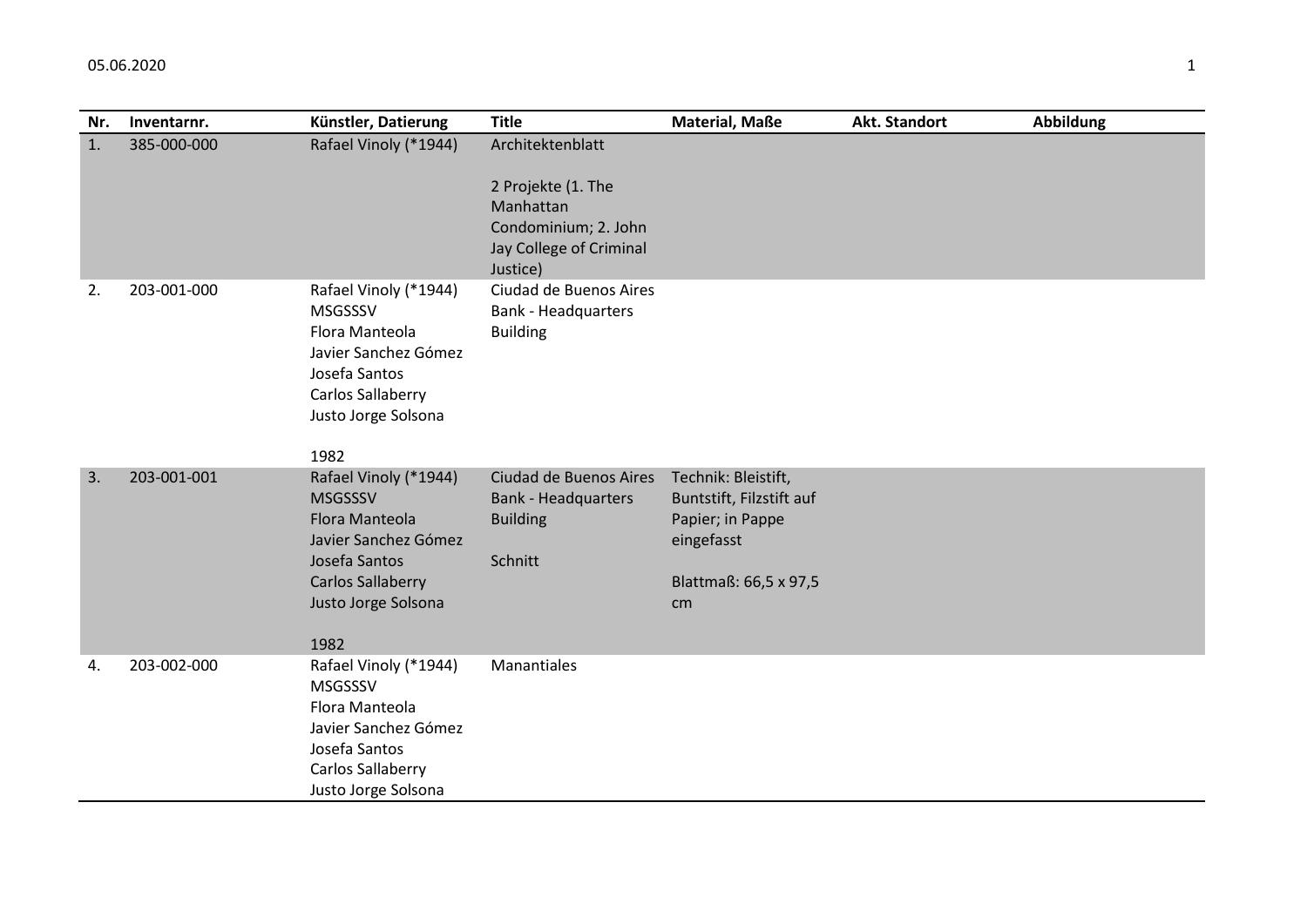| Nr. | Inventarnr. | Künstler, Datierung | Title | Material, Maße | Akt. Standort | Abbildung |
|---|---|---|---|---|---|---|
| 1. | 385-000-000 | Rafael Vinoly (*1944) | Architektenblatt<br><br>2 Projekte (1. The Manhattan Condominium; 2. John Jay College of Criminal Justice) | | | |
| 2. | 203-001-000 | Rafael Vinoly (*1944)<br>MSGSSSV<br>Flora Manteola<br>Javier Sanchez Gómez<br>Josefa Santos<br>Carlos Sallaberry<br>Justo Jorge Solsona<br><br>1982 | Ciudad de Buenos Aires Bank - Headquarters Building | | | |
| 3. | 203-001-001 | Rafael Vinoly (*1944)<br>MSGSSSV<br>Flora Manteola<br>Javier Sanchez Gómez<br>Josefa Santos<br>Carlos Sallaberry<br>Justo Jorge Solsona<br><br>1982 | Ciudad de Buenos Aires Bank - Headquarters Building<br><br>Schnitt | Technik: Bleistift, Buntstift, Filzstift auf Papier; in Pappe eingefasst<br><br>Blattmaß: 66,5 x 97,5 cm | | |
| 4. | 203-002-000 | Rafael Vinoly (*1944)<br>MSGSSSV<br>Flora Manteola<br>Javier Sanchez Gómez<br>Josefa Santos<br>Carlos Sallaberry<br>Justo Jorge Solsona | Manantiales | | | |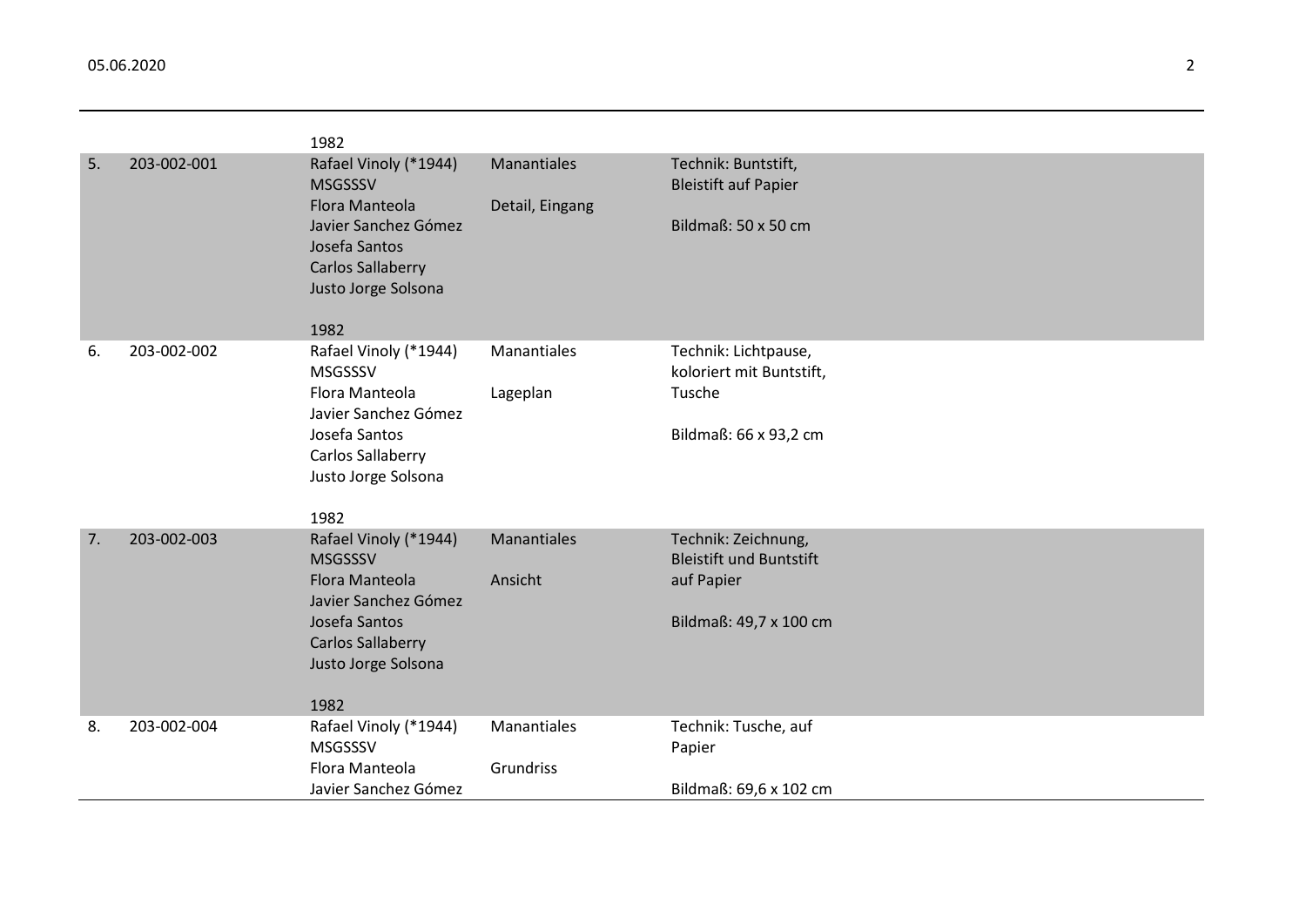| | | | | |
|---|---|---|---|---|
| | | 1982 | | |
| 5. | 203-002-001 | Rafael Vinoly (*1944)<br>MSGSSSV<br>Flora Manteola<br>Javier Sanchez Gómez<br>Josefa Santos<br>Carlos Sallaberry<br>Justo Jorge Solsona<br><br>1982 | Manantiales<br><br>Detail, Eingang | Technik: Buntstift,<br>Bleistift auf Papier<br><br>Bildmaß: 50 x 50 cm |
| 6. | 203-002-002 | Rafael Vinoly (*1944)<br>MSGSSSV<br>Flora Manteola<br>Javier Sanchez Gómez<br>Josefa Santos<br>Carlos Sallaberry<br>Justo Jorge Solsona<br><br>1982 | Manantiales<br><br>Lageplan | Technik: Lichtpause,<br>koloriert mit Buntstift,<br>Tusche<br><br>Bildmaß: 66 x 93,2 cm |
| 7. | 203-002-003 | Rafael Vinoly (*1944)<br>MSGSSSV<br>Flora Manteola<br>Javier Sanchez Gómez<br>Josefa Santos<br>Carlos Sallaberry<br>Justo Jorge Solsona<br><br>1982 | Manantiales<br><br>Ansicht | Technik: Zeichnung,<br>Bleistift und Buntstift<br>auf Papier<br><br>Bildmaß: 49,7 x 100 cm |
| 8. | 203-002-004 | Rafael Vinoly (*1944)<br>MSGSSSV<br>Flora Manteola<br>Javier Sanchez Gómez | Manantiales<br><br>Grundriss | Technik: Tusche, auf<br>Papier<br><br>Bildmaß: 69,6 x 102 cm |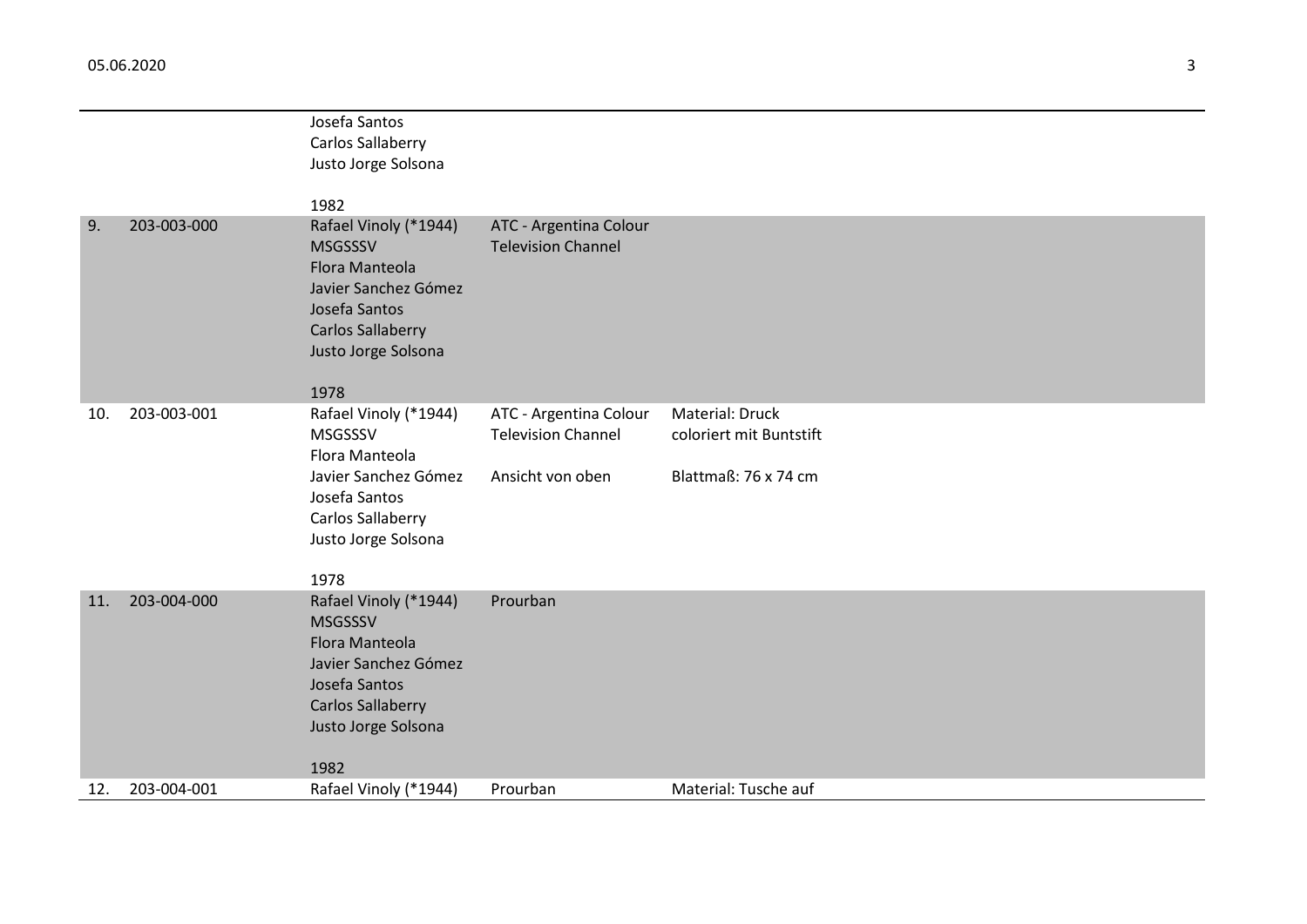| | | | | |
|---|---|---|---|---|
| | | Josefa Santos<br>Carlos Sallaberry<br>Justo Jorge Solsona<br><br>1982 | | |
| 9. | 203-003-000 | Rafael Vinoly (*1944)<br>MSGSSSV<br>Flora Manteola<br>Javier Sanchez Gómez<br>Josefa Santos<br>Carlos Sallaberry<br>Justo Jorge Solsona<br><br>1978 | ATC - Argentina Colour Television Channel | |
| 10. | 203-003-001 | Rafael Vinoly (*1944)<br>MSGSSSV<br>Flora Manteola<br>Javier Sanchez Gómez<br>Josefa Santos<br>Carlos Sallaberry<br>Justo Jorge Solsona<br><br>1978 | ATC - Argentina Colour Television Channel<br><br>Ansicht von oben | Material: Druck coloriert mit Buntstift<br><br>Blattmaß: 76 x 74 cm |
| 11. | 203-004-000 | Rafael Vinoly (*1944)<br>MSGSSSV<br>Flora Manteola<br>Javier Sanchez Gómez<br>Josefa Santos<br>Carlos Sallaberry<br>Justo Jorge Solsona<br><br>1982 | Prourban | |
| 12. | 203-004-001 | Rafael Vinoly (*1944) | Prourban | Material: Tusche auf |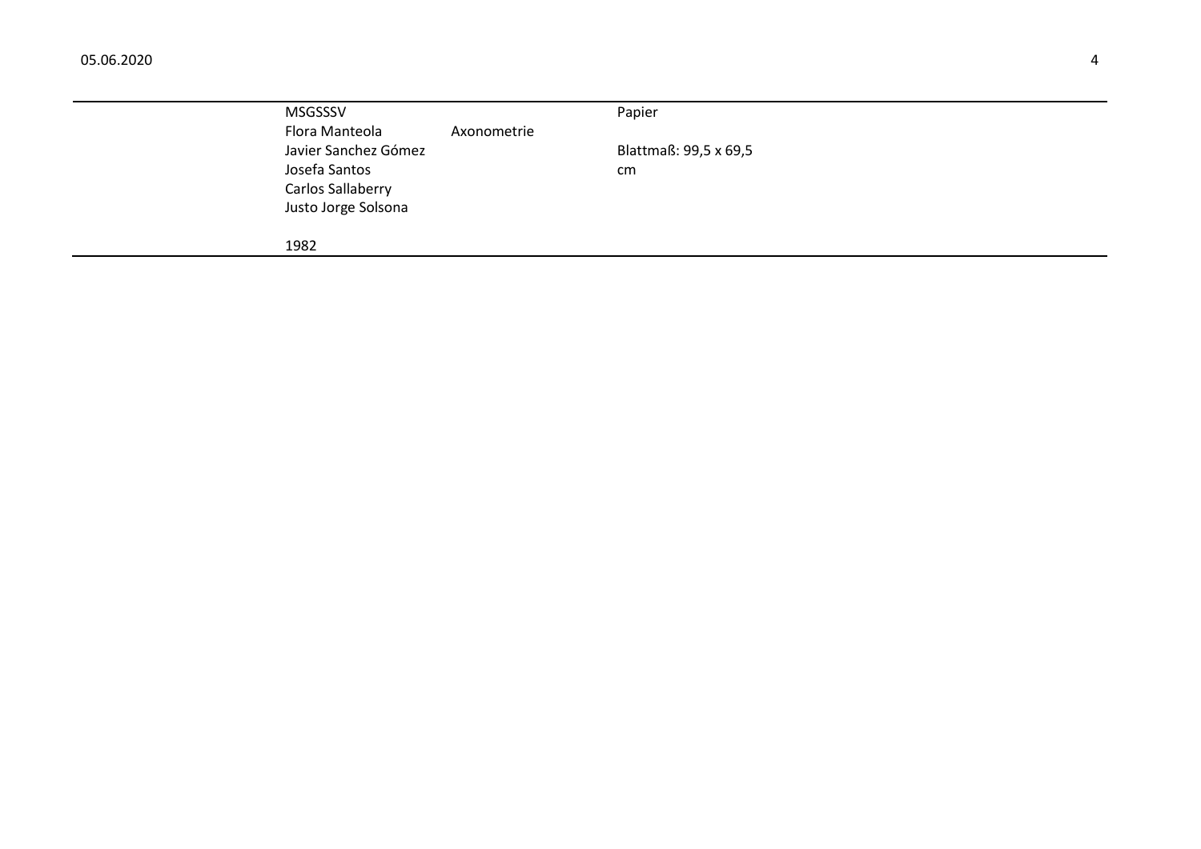| | | | |
|---|---|---|---|
| | MSGSSSV<br>Flora Manteola<br>Javier Sanchez Gómez<br>Josefa Santos<br>Carlos Sallaberry<br>Justo Jorge Solsona<br><br>1982 | Axonometrie | Papier<br><br>Blattmaß: 99,5 x 69,5 cm |